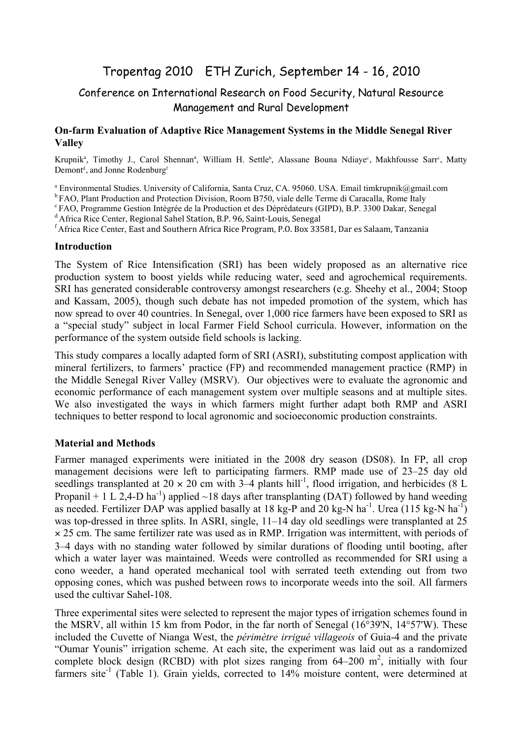Tropentag 2010 ETH Zurich, September 14 - 16, 2010

Conference on International Research on Food Security, Natural Resource Management and Rural Development

### On-farm Evaluation of Adaptive Rice Management Systems in the Middle Senegal River Valley

Krupnik[a], Timothy J., Carol Shennan[a], William H. Settle[b], Alassane Bouna Ndiaye[c], Makhfousse Sarr[c], Matty Demont[d], and Jonne Rodenburg[f]

[a] Environmental Studies. University of California, Santa Cruz, CA. 95060. USA. Email timkrupnik@gmail.com
[b] FAO, Plant Production and Protection Division, Room B750, viale delle Terme di Caracalla, Rome Italy
[c] FAO, Programme Gestion Intégrée de la Production et des Déprédateurs (GIPD), B.P. 3300 Dakar, Senegal
[d] Africa Rice Center, Regional Sahel Station, B.P. 96, Saint-Louis, Senegal
[f] Africa Rice Center, East and Southern Africa Rice Program, P.O. Box 33581, Dar es Salaam, Tanzania

### Introduction

The System of Rice Intensification (SRI) has been widely proposed as an alternative rice production system to boost yields while reducing water, seed and agrochemical requirements. SRI has generated considerable controversy amongst researchers (e.g. Sheehy et al., 2004; Stoop and Kassam, 2005), though such debate has not impeded promotion of the system, which has now spread to over 40 countries. In Senegal, over 1,000 rice farmers have been exposed to SRI as a "special study" subject in local Farmer Field School curricula. However, information on the performance of the system outside field schools is lacking.

This study compares a locally adapted form of SRI (ASRI), substituting compost application with mineral fertilizers, to farmers' practice (FP) and recommended management practice (RMP) in the Middle Senegal River Valley (MSRV). Our objectives were to evaluate the agronomic and economic performance of each management system over multiple seasons and at multiple sites. We also investigated the ways in which farmers might further adapt both RMP and ASRI techniques to better respond to local agronomic and socioeconomic production constraints.

### Material and Methods

Farmer managed experiments were initiated in the 2008 dry season (DS08). In FP, all crop management decisions were left to participating farmers. RMP made use of 23–25 day old seedlings transplanted at 20 × 20 cm with 3–4 plants hill$^{-1}$, flood irrigation, and herbicides (8 L Propanil + 1 L 2,4-D ha$^{-1}$) applied ~18 days after transplanting (DAT) followed by hand weeding as needed. Fertilizer DAP was applied basally at 18 kg-P and 20 kg-N ha$^{-1}$. Urea (115 kg-N ha$^{-1}$) was top-dressed in three splits. In ASRI, single, 11–14 day old seedlings were transplanted at 25 × 25 cm. The same fertilizer rate was used as in RMP. Irrigation was intermittent, with periods of 3–4 days with no standing water followed by similar durations of flooding until booting, after which a water layer was maintained. Weeds were controlled as recommended for SRI using a cono weeder, a hand operated mechanical tool with serrated teeth extending out from two opposing cones, which was pushed between rows to incorporate weeds into the soil. All farmers used the cultivar Sahel-108.

Three experimental sites were selected to represent the major types of irrigation schemes found in the MSRV, all within 15 km from Podor, in the far north of Senegal (16°39'N, 14°57'W). These included the Cuvette of Nianga West, the *périmètre irrigué villageois* of Guia-4 and the private "Oumar Younis" irrigation scheme. At each site, the experiment was laid out as a randomized complete block design (RCBD) with plot sizes ranging from 64–200 m$^2$, initially with four farmers site$^{-1}$ (Table 1). Grain yields, corrected to 14% moisture content, were determined at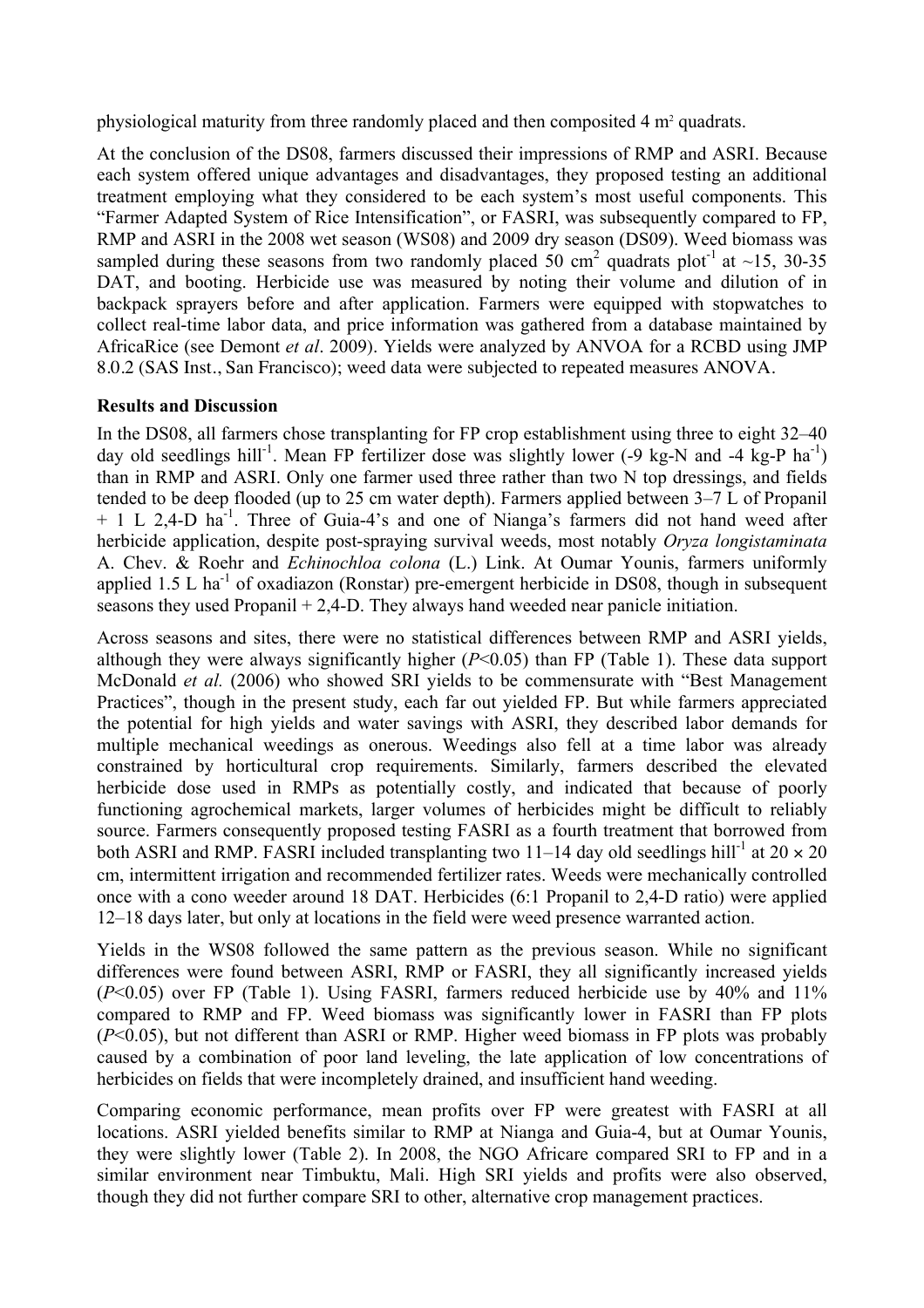physiological maturity from three randomly placed and then composited 4 $m^2$ quadrats.

At the conclusion of the DS08, farmers discussed their impressions of RMP and ASRI. Because each system offered unique advantages and disadvantages, they proposed testing an additional treatment employing what they considered to be each system's most useful components. This "Farmer Adapted System of Rice Intensification", or FASRI, was subsequently compared to FP, RMP and ASRI in the 2008 wet season (WS08) and 2009 dry season (DS09). Weed biomass was sampled during these seasons from two randomly placed 50 $cm^2$ quadrats $plot^{-1}$ at ~15, 30-35 DAT, and booting. Herbicide use was measured by noting their volume and dilution of in backpack sprayers before and after application. Farmers were equipped with stopwatches to collect real-time labor data, and price information was gathered from a database maintained by AfricaRice (see Demont *et al*. 2009). Yields were analyzed by ANVOA for a RCBD using JMP 8.0.2 (SAS Inst., San Francisco); weed data were subjected to repeated measures ANOVA.

**Results and Discussion**

In the DS08, all farmers chose transplanting for FP crop establishment using three to eight 32–40 day old seedlings $hill^{-1}$. Mean FP fertilizer dose was slightly lower (-9 kg-N and -4 kg-P $ha^{-1}$) than in RMP and ASRI. Only one farmer used three rather than two N top dressings, and fields tended to be deep flooded (up to 25 cm water depth). Farmers applied between 3–7 L of Propanil + 1 L 2,4-D $ha^{-1}$. Three of Guia-4's and one of Nianga's farmers did not hand weed after herbicide application, despite post-spraying survival weeds, most notably *Oryza longistaminata* A. Chev. & Roehr and *Echinochloa colona* (L.) Link. At Oumar Younis, farmers uniformly applied 1.5 L $ha^{-1}$ of oxadiazon (Ronstar) pre-emergent herbicide in DS08, though in subsequent seasons they used Propanil + 2,4-D. They always hand weeded near panicle initiation.

Across seasons and sites, there were no statistical differences between RMP and ASRI yields, although they were always significantly higher ($P$<0.05) than FP (Table 1). These data support McDonald *et al.* (2006) who showed SRI yields to be commensurate with "Best Management Practices", though in the present study, each far out yielded FP. But while farmers appreciated the potential for high yields and water savings with ASRI, they described labor demands for multiple mechanical weedings as onerous. Weedings also fell at a time labor was already constrained by horticultural crop requirements. Similarly, farmers described the elevated herbicide dose used in RMPs as potentially costly, and indicated that because of poorly functioning agrochemical markets, larger volumes of herbicides might be difficult to reliably source. Farmers consequently proposed testing FASRI as a fourth treatment that borrowed from both ASRI and RMP. FASRI included transplanting two 11–14 day old seedlings $hill^{-1}$ at 20 × 20 cm, intermittent irrigation and recommended fertilizer rates. Weeds were mechanically controlled once with a cono weeder around 18 DAT. Herbicides (6:1 Propanil to 2,4-D ratio) were applied 12–18 days later, but only at locations in the field were weed presence warranted action.

Yields in the WS08 followed the same pattern as the previous season. While no significant differences were found between ASRI, RMP or FASRI, they all significantly increased yields ($P$<0.05) over FP (Table 1). Using FASRI, farmers reduced herbicide use by 40% and 11% compared to RMP and FP. Weed biomass was significantly lower in FASRI than FP plots ($P$<0.05), but not different than ASRI or RMP. Higher weed biomass in FP plots was probably caused by a combination of poor land leveling, the late application of low concentrations of herbicides on fields that were incompletely drained, and insufficient hand weeding.

Comparing economic performance, mean profits over FP were greatest with FASRI at all locations. ASRI yielded benefits similar to RMP at Nianga and Guia-4, but at Oumar Younis, they were slightly lower (Table 2). In 2008, the NGO Africare compared SRI to FP and in a similar environment near Timbuktu, Mali. High SRI yields and profits were also observed, though they did not further compare SRI to other, alternative crop management practices.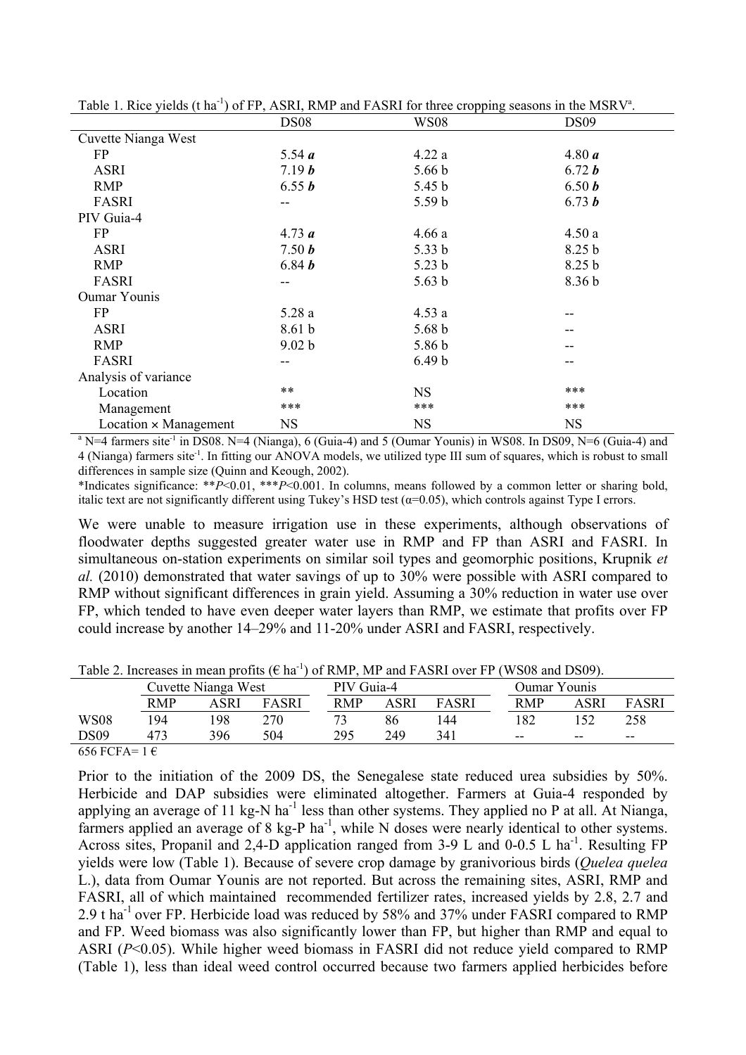Table 1. Rice yields (t ha$^{-1}$) of FP, ASRI, RMP and FASRI for three cropping seasons in the MSRV[a].

| | DS08 | WS08 | DS09 |
|---|---|---|---|
| Cuvette Nianga West | | | |
| FP | 5.54 ***a*** | 4.22 a | 4.80 ***a*** |
| ASRI | 7.19 ***b*** | 5.66 b | 6.72 ***b*** |
| RMP | 6.55 ***b*** | 5.45 b | 6.50 ***b*** |
| FASRI | -- | 5.59 b | 6.73 ***b*** |
| PIV Guia-4 | | | |
| FP | 4.73 ***a*** | 4.66 a | 4.50 a |
| ASRI | 7.50 ***b*** | 5.33 b | 8.25 b |
| RMP | 6.84 ***b*** | 5.23 b | 8.25 b |
| FASRI | -- | 5.63 b | 8.36 b |
| Oumar Younis | | | |
| FP | 5.28 a | 4.53 a | -- |
| ASRI | 8.61 b | 5.68 b | -- |
| RMP | 9.02 b | 5.86 b | -- |
| FASRI | -- | 6.49 b | -- |
| Analysis of variance | | | |
| Location | ** | NS | *** |
| Management | *** | *** | *** |
| Location × Management | NS | NS | NS |

[a] N=4 farmers site$^{-1}$ in DS08. N=4 (Nianga), 6 (Guia-4) and 5 (Oumar Younis) in WS08. In DS09, N=6 (Guia-4) and 4 (Nianga) farmers site$^{-1}$. In fitting our ANOVA models, we utilized type III sum of squares, which is robust to small differences in sample size (Quinn and Keough, 2002).

*Indicates significance: **$P<0.01$, ***$P<0.001$. In columns, means followed by a common letter or sharing bold, italic text are not significantly different using Tukey's HSD test ($\alpha$=0.05), which controls against Type I errors.

We were unable to measure irrigation use in these experiments, although observations of floodwater depths suggested greater water use in RMP and FP than ASRI and FASRI. In simultaneous on-station experiments on similar soil types and geomorphic positions, Krupnik *et al.* (2010) demonstrated that water savings of up to 30% were possible with ASRI compared to RMP without significant differences in grain yield. Assuming a 30% reduction in water use over FP, which tended to have even deeper water layers than RMP, we estimate that profits over FP could increase by another 14–29% and 11-20% under ASRI and FASRI, respectively.

Table 2. Increases in mean profits (€ ha$^{-1}$) of RMP, MP and FASRI over FP (WS08 and DS09).

| | Cuvette Nianga West | | | PIV Guia-4 | | | Oumar Younis | | |
|---|---|---|---|---|---|---|---|---|---|
| | RMP | ASRI | FASRI | RMP | ASRI | FASRI | RMP | ASRI | FASRI |
| WS08 | 194 | 198 | 270 | 73 | 86 | 144 | 182 | 152 | 258 |
| DS09 | 473 | 396 | 504 | 295 | 249 | 341 | -- | -- | -- |

656 FCFA= 1 €

Prior to the initiation of the 2009 DS, the Senegalese state reduced urea subsidies by 50%. Herbicide and DAP subsidies were eliminated altogether. Farmers at Guia-4 responded by applying an average of 11 kg-N ha$^{-1}$ less than other systems. They applied no P at all. At Nianga, farmers applied an average of 8 kg-P ha$^{-1}$, while N doses were nearly identical to other systems. Across sites, Propanil and 2,4-D application ranged from 3-9 L and 0-0.5 L ha$^{-1}$. Resulting FP yields were low (Table 1). Because of severe crop damage by granivorious birds (*Quelea quelea* L.), data from Oumar Younis are not reported. But across the remaining sites, ASRI, RMP and FASRI, all of which maintained recommended fertilizer rates, increased yields by 2.8, 2.7 and 2.9 t ha$^{-1}$ over FP. Herbicide load was reduced by 58% and 37% under FASRI compared to RMP and FP. Weed biomass was also significantly lower than FP, but higher than RMP and equal to ASRI ($P<0.05$). While higher weed biomass in FASRI did not reduce yield compared to RMP (Table 1), less than ideal weed control occurred because two farmers applied herbicides before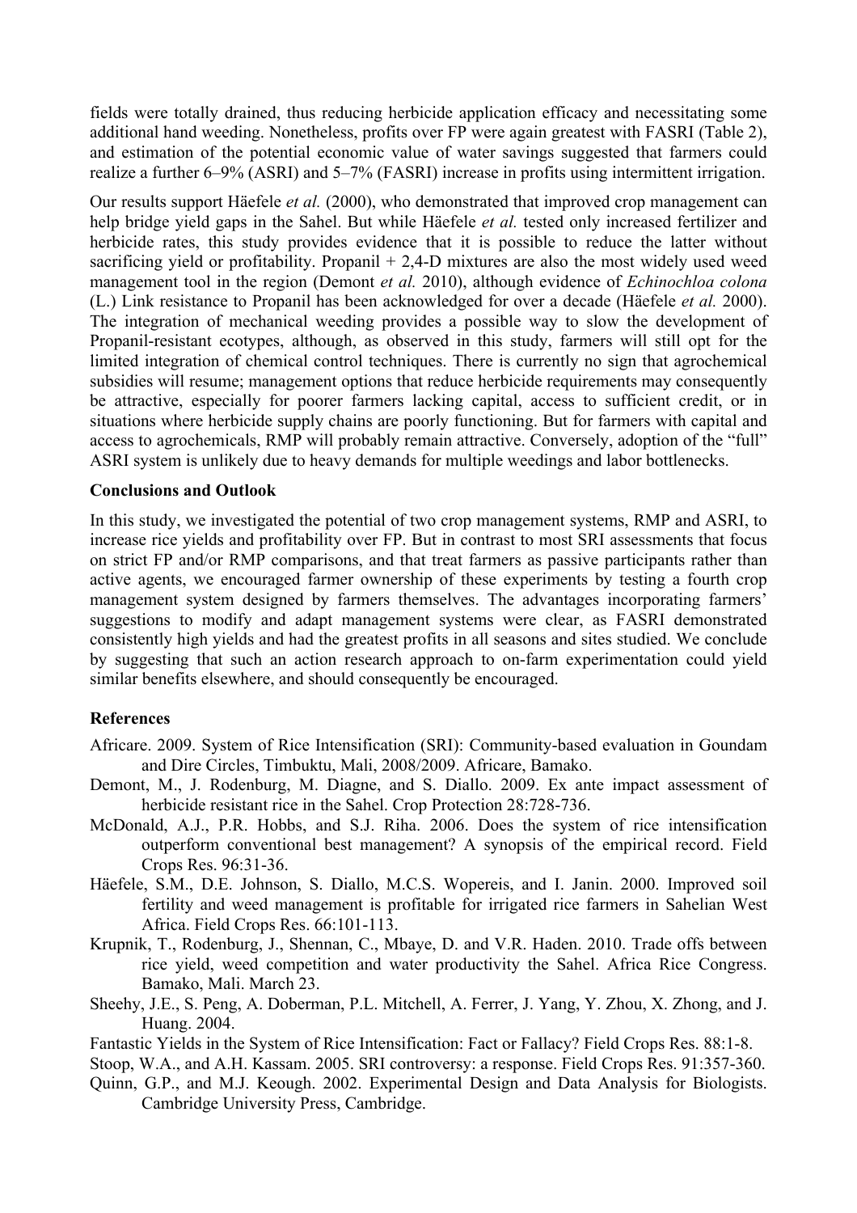fields were totally drained, thus reducing herbicide application efficacy and necessitating some additional hand weeding. Nonetheless, profits over FP were again greatest with FASRI (Table 2), and estimation of the potential economic value of water savings suggested that farmers could realize a further 6–9% (ASRI) and 5–7% (FASRI) increase in profits using intermittent irrigation.

Our results support Häefele *et al.* (2000), who demonstrated that improved crop management can help bridge yield gaps in the Sahel. But while Häefele *et al.* tested only increased fertilizer and herbicide rates, this study provides evidence that it is possible to reduce the latter without sacrificing yield or profitability. Propanil + 2,4-D mixtures are also the most widely used weed management tool in the region (Demont *et al.* 2010), although evidence of *Echinochloa colona* (L.) Link resistance to Propanil has been acknowledged for over a decade (Häefele *et al.* 2000). The integration of mechanical weeding provides a possible way to slow the development of Propanil-resistant ecotypes, although, as observed in this study, farmers will still opt for the limited integration of chemical control techniques. There is currently no sign that agrochemical subsidies will resume; management options that reduce herbicide requirements may consequently be attractive, especially for poorer farmers lacking capital, access to sufficient credit, or in situations where herbicide supply chains are poorly functioning. But for farmers with capital and access to agrochemicals, RMP will probably remain attractive. Conversely, adoption of the "full" ASRI system is unlikely due to heavy demands for multiple weedings and labor bottlenecks.

**Conclusions and Outlook**

In this study, we investigated the potential of two crop management systems, RMP and ASRI, to increase rice yields and profitability over FP. But in contrast to most SRI assessments that focus on strict FP and/or RMP comparisons, and that treat farmers as passive participants rather than active agents, we encouraged farmer ownership of these experiments by testing a fourth crop management system designed by farmers themselves. The advantages incorporating farmers' suggestions to modify and adapt management systems were clear, as FASRI demonstrated consistently high yields and had the greatest profits in all seasons and sites studied. We conclude by suggesting that such an action research approach to on-farm experimentation could yield similar benefits elsewhere, and should consequently be encouraged.

**References**

Africare. 2009. System of Rice Intensification (SRI): Community-based evaluation in Goundam and Dire Circles, Timbuktu, Mali, 2008/2009. Africare, Bamako.

Demont, M., J. Rodenburg, M. Diagne, and S. Diallo. 2009. Ex ante impact assessment of herbicide resistant rice in the Sahel. Crop Protection 28:728-736.

McDonald, A.J., P.R. Hobbs, and S.J. Riha. 2006. Does the system of rice intensification outperform conventional best management? A synopsis of the empirical record. Field Crops Res. 96:31-36.

Häefele, S.M., D.E. Johnson, S. Diallo, M.C.S. Wopereis, and I. Janin. 2000. Improved soil fertility and weed management is profitable for irrigated rice farmers in Sahelian West Africa. Field Crops Res. 66:101-113.

Krupnik, T., Rodenburg, J., Shennan, C., Mbaye, D. and V.R. Haden. 2010. Trade offs between rice yield, weed competition and water productivity the Sahel. Africa Rice Congress. Bamako, Mali. March 23.

Sheehy, J.E., S. Peng, A. Doberman, P.L. Mitchell, A. Ferrer, J. Yang, Y. Zhou, X. Zhong, and J. Huang. 2004.

Fantastic Yields in the System of Rice Intensification: Fact or Fallacy? Field Crops Res. 88:1-8.

Stoop, W.A., and A.H. Kassam. 2005. SRI controversy: a response. Field Crops Res. 91:357-360.

Quinn, G.P., and M.J. Keough. 2002. Experimental Design and Data Analysis for Biologists. Cambridge University Press, Cambridge.